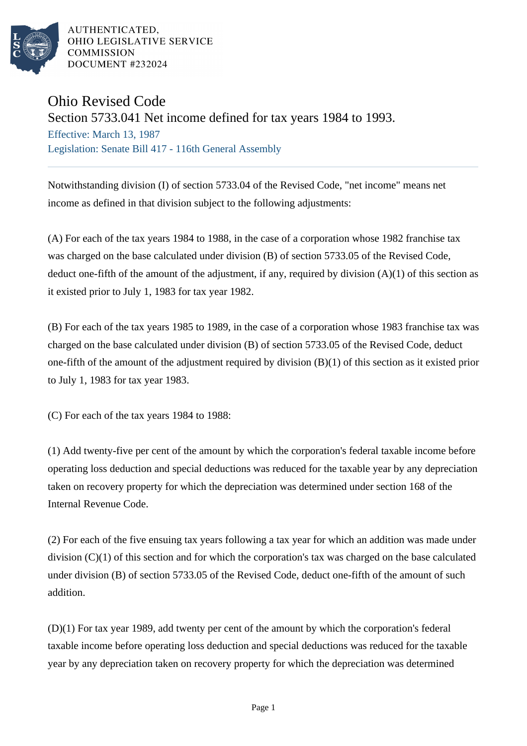AUTHENTICATED,
OHIO LEGISLATIVE SERVICE
COMMISSION
DOCUMENT #232024

# Ohio Revised Code

## Section 5733.041 Net income defined for tax years 1984 to 1993.

Effective: March 13, 1987

Legislation: Senate Bill 417 - 116th General Assembly

Notwithstanding division (I) of section 5733.04 of the Revised Code, "net income" means net income as defined in that division subject to the following adjustments:

(A) For each of the tax years 1984 to 1988, in the case of a corporation whose 1982 franchise tax was charged on the base calculated under division (B) of section 5733.05 of the Revised Code, deduct one-fifth of the amount of the adjustment, if any, required by division (A)(1) of this section as it existed prior to July 1, 1983 for tax year 1982.

(B) For each of the tax years 1985 to 1989, in the case of a corporation whose 1983 franchise tax was charged on the base calculated under division (B) of section 5733.05 of the Revised Code, deduct one-fifth of the amount of the adjustment required by division (B)(1) of this section as it existed prior to July 1, 1983 for tax year 1983.

(C) For each of the tax years 1984 to 1988:

(1) Add twenty-five per cent of the amount by which the corporation's federal taxable income before operating loss deduction and special deductions was reduced for the taxable year by any depreciation taken on recovery property for which the depreciation was determined under section 168 of the Internal Revenue Code.

(2) For each of the five ensuing tax years following a tax year for which an addition was made under division (C)(1) of this section and for which the corporation's tax was charged on the base calculated under division (B) of section 5733.05 of the Revised Code, deduct one-fifth of the amount of such addition.

(D)(1) For tax year 1989, add twenty per cent of the amount by which the corporation's federal taxable income before operating loss deduction and special deductions was reduced for the taxable year by any depreciation taken on recovery property for which the depreciation was determined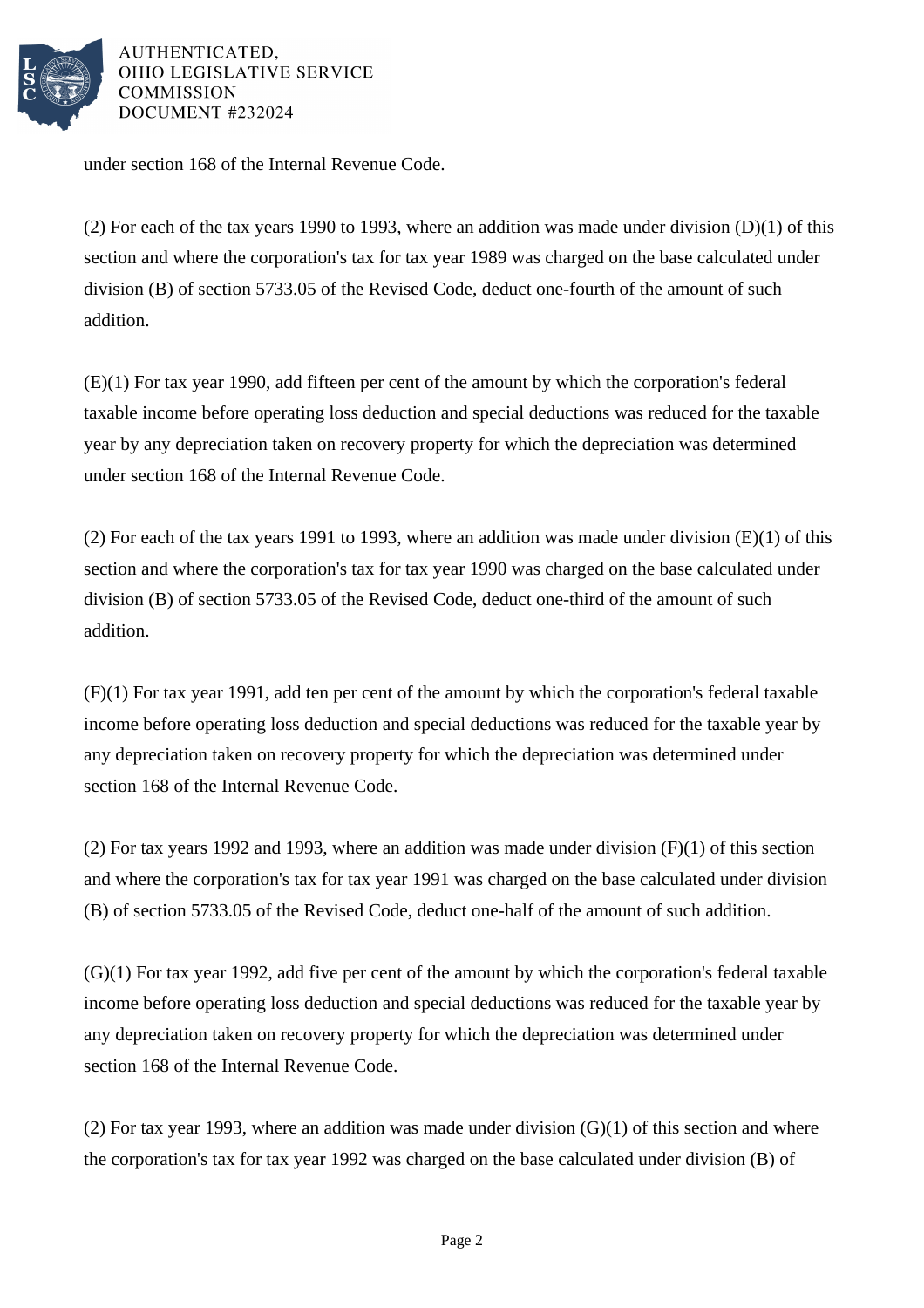under section 168 of the Internal Revenue Code.

(2) For each of the tax years 1990 to 1993, where an addition was made under division (D)(1) of this section and where the corporation's tax for tax year 1989 was charged on the base calculated under division (B) of section 5733.05 of the Revised Code, deduct one-fourth of the amount of such addition.

(E)(1) For tax year 1990, add fifteen per cent of the amount by which the corporation's federal taxable income before operating loss deduction and special deductions was reduced for the taxable year by any depreciation taken on recovery property for which the depreciation was determined under section 168 of the Internal Revenue Code.

(2) For each of the tax years 1991 to 1993, where an addition was made under division (E)(1) of this section and where the corporation's tax for tax year 1990 was charged on the base calculated under division (B) of section 5733.05 of the Revised Code, deduct one-third of the amount of such addition.

(F)(1) For tax year 1991, add ten per cent of the amount by which the corporation's federal taxable income before operating loss deduction and special deductions was reduced for the taxable year by any depreciation taken on recovery property for which the depreciation was determined under section 168 of the Internal Revenue Code.

(2) For tax years 1992 and 1993, where an addition was made under division (F)(1) of this section and where the corporation's tax for tax year 1991 was charged on the base calculated under division (B) of section 5733.05 of the Revised Code, deduct one-half of the amount of such addition.

(G)(1) For tax year 1992, add five per cent of the amount by which the corporation's federal taxable income before operating loss deduction and special deductions was reduced for the taxable year by any depreciation taken on recovery property for which the depreciation was determined under section 168 of the Internal Revenue Code.

(2) For tax year 1993, where an addition was made under division (G)(1) of this section and where the corporation's tax for tax year 1992 was charged on the base calculated under division (B) of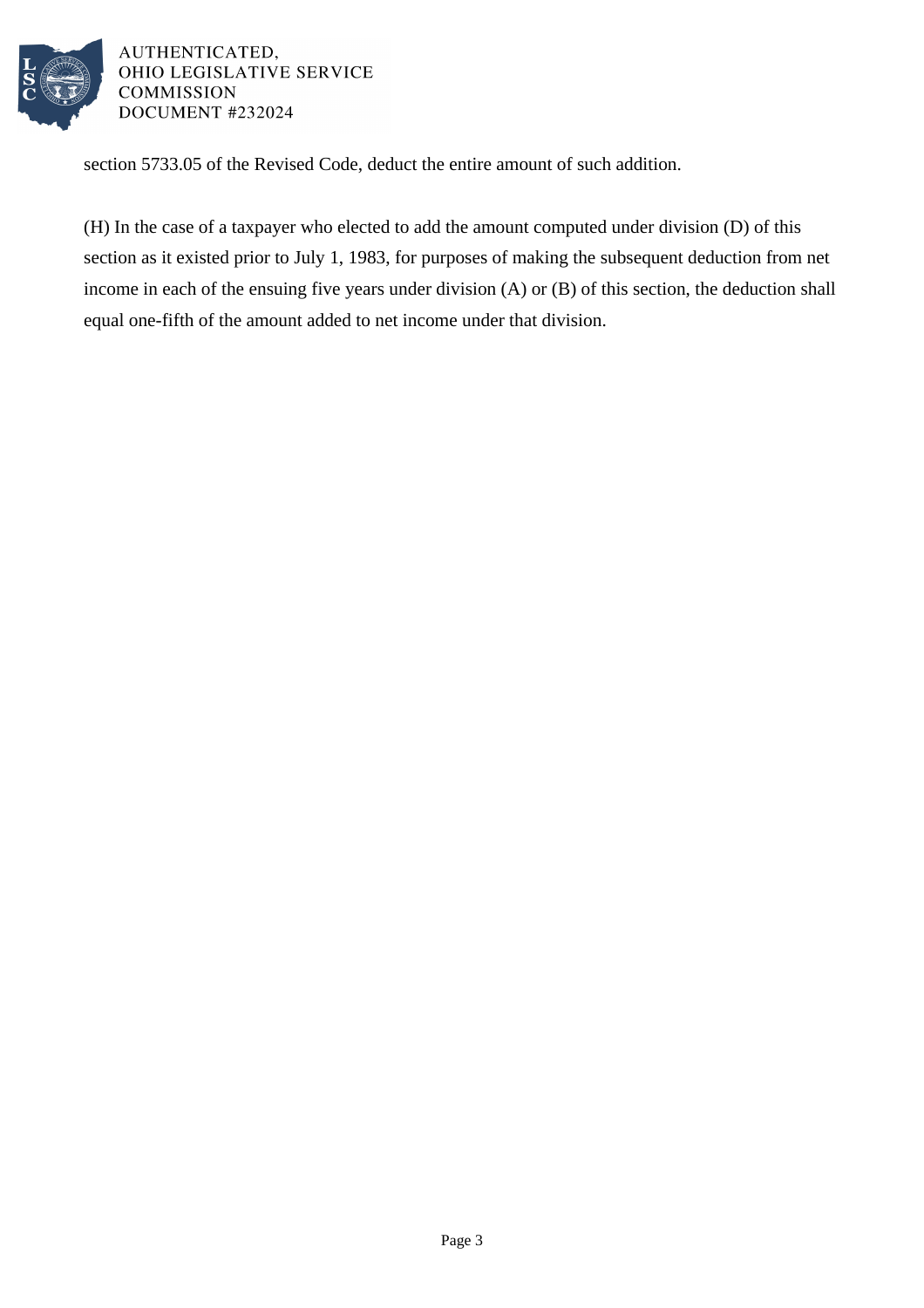section 5733.05 of the Revised Code, deduct the entire amount of such addition.

(H) In the case of a taxpayer who elected to add the amount computed under division (D) of this section as it existed prior to July 1, 1983, for purposes of making the subsequent deduction from net income in each of the ensuing five years under division (A) or (B) of this section, the deduction shall equal one-fifth of the amount added to net income under that division.